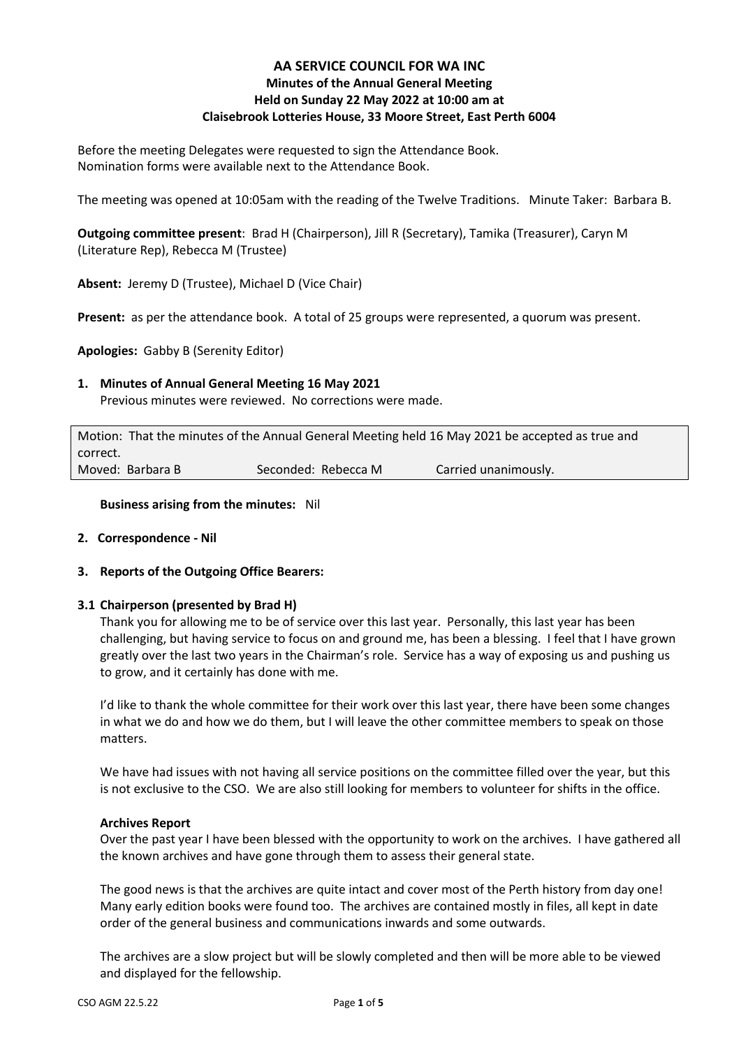# AA SERVICE COUNCIL FOR WA INC

## Minutes of the Annual General Meeting
## Held on Sunday 22 May 2022 at 10:00 am at
## Claisebrook Lotteries House, 33 Moore Street, East Perth 6004

Before the meeting Delegates were requested to sign the Attendance Book.
Nomination forms were available next to the Attendance Book.

The meeting was opened at 10:05am with the reading of the Twelve Traditions. Minute Taker: Barbara B.

**Outgoing committee present**: Brad H (Chairperson), Jill R (Secretary), Tamika (Treasurer), Caryn M (Literature Rep), Rebecca M (Trustee)

**Absent:** Jeremy D (Trustee), Michael D (Vice Chair)

**Present:** as per the attendance book. A total of 25 groups were represented, a quorum was present.

**Apologies:** Gabby B (Serenity Editor)

**1. Minutes of Annual General Meeting 16 May 2021**

Previous minutes were reviewed. No corrections were made.

| Motion: That the minutes of the Annual General Meeting held 16 May 2021 be accepted as true and correct. | | |
|---|---|---|
| Moved: Barbara B | Seconded: Rebecca M | Carried unanimously. |

**Business arising from the minutes:** Nil

**2. Correspondence - Nil**

**3. Reports of the Outgoing Office Bearers:**

**3.1 Chairperson (presented by Brad H)**

Thank you for allowing me to be of service over this last year. Personally, this last year has been challenging, but having service to focus on and ground me, has been a blessing. I feel that I have grown greatly over the last two years in the Chairman's role. Service has a way of exposing us and pushing us to grow, and it certainly has done with me.

I'd like to thank the whole committee for their work over this last year, there have been some changes in what we do and how we do them, but I will leave the other committee members to speak on those matters.

We have had issues with not having all service positions on the committee filled over the year, but this is not exclusive to the CSO. We are also still looking for members to volunteer for shifts in the office.

**Archives Report**

Over the past year I have been blessed with the opportunity to work on the archives. I have gathered all the known archives and have gone through them to assess their general state.

The good news is that the archives are quite intact and cover most of the Perth history from day one! Many early edition books were found too. The archives are contained mostly in files, all kept in date order of the general business and communications inwards and some outwards.

The archives are a slow project but will be slowly completed and then will be more able to be viewed and displayed for the fellowship.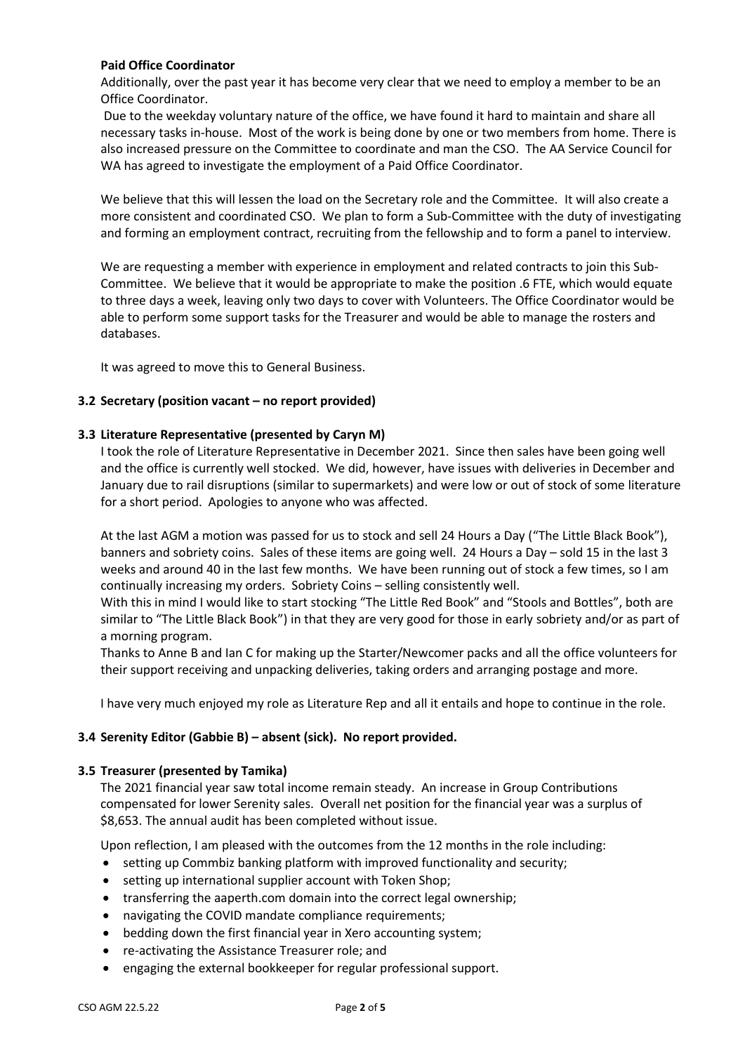**Paid Office Coordinator**

Additionally, over the past year it has become very clear that we need to employ a member to be an Office Coordinator.

Due to the weekday voluntary nature of the office, we have found it hard to maintain and share all necessary tasks in-house. Most of the work is being done by one or two members from home. There is also increased pressure on the Committee to coordinate and man the CSO. The AA Service Council for WA has agreed to investigate the employment of a Paid Office Coordinator.

We believe that this will lessen the load on the Secretary role and the Committee. It will also create a more consistent and coordinated CSO. We plan to form a Sub-Committee with the duty of investigating and forming an employment contract, recruiting from the fellowship and to form a panel to interview.

We are requesting a member with experience in employment and related contracts to join this Sub-Committee. We believe that it would be appropriate to make the position .6 FTE, which would equate to three days a week, leaving only two days to cover with Volunteers. The Office Coordinator would be able to perform some support tasks for the Treasurer and would be able to manage the rosters and databases.

It was agreed to move this to General Business.

### 3.2 Secretary (position vacant – no report provided)

### 3.3 Literature Representative (presented by Caryn M)

I took the role of Literature Representative in December 2021. Since then sales have been going well and the office is currently well stocked. We did, however, have issues with deliveries in December and January due to rail disruptions (similar to supermarkets) and were low or out of stock of some literature for a short period. Apologies to anyone who was affected.

At the last AGM a motion was passed for us to stock and sell 24 Hours a Day ("The Little Black Book"), banners and sobriety coins. Sales of these items are going well. 24 Hours a Day – sold 15 in the last 3 weeks and around 40 in the last few months. We have been running out of stock a few times, so I am continually increasing my orders. Sobriety Coins – selling consistently well.

With this in mind I would like to start stocking "The Little Red Book" and "Stools and Bottles", both are similar to "The Little Black Book") in that they are very good for those in early sobriety and/or as part of a morning program.

Thanks to Anne B and Ian C for making up the Starter/Newcomer packs and all the office volunteers for their support receiving and unpacking deliveries, taking orders and arranging postage and more.

I have very much enjoyed my role as Literature Rep and all it entails and hope to continue in the role.

### 3.4 Serenity Editor (Gabbie B) – absent (sick). No report provided.

### 3.5 Treasurer (presented by Tamika)

The 2021 financial year saw total income remain steady. An increase in Group Contributions compensated for lower Serenity sales. Overall net position for the financial year was a surplus of $8,653. The annual audit has been completed without issue.

Upon reflection, I am pleased with the outcomes from the 12 months in the role including:

- setting up Commbiz banking platform with improved functionality and security;
- setting up international supplier account with Token Shop;
- transferring the aaperth.com domain into the correct legal ownership;
- navigating the COVID mandate compliance requirements;
- bedding down the first financial year in Xero accounting system;
- re-activating the Assistance Treasurer role; and
- engaging the external bookkeeper for regular professional support.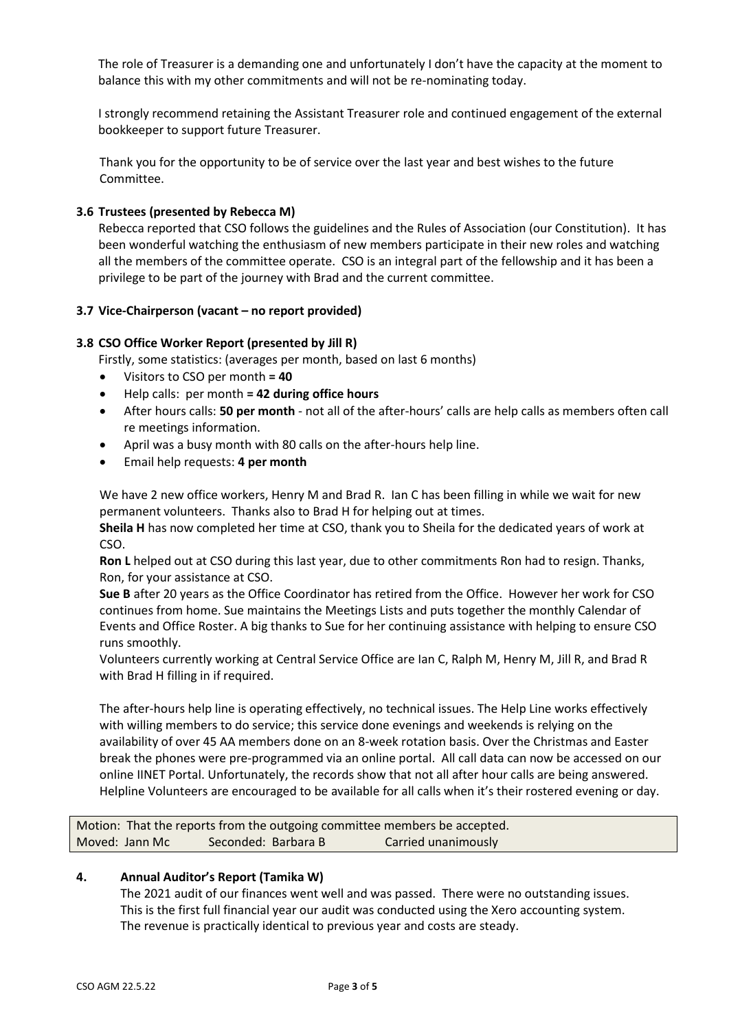The role of Treasurer is a demanding one and unfortunately I don't have the capacity at the moment to balance this with my other commitments and will not be re-nominating today.

I strongly recommend retaining the Assistant Treasurer role and continued engagement of the external bookkeeper to support future Treasurer.

Thank you for the opportunity to be of service over the last year and best wishes to the future Committee.

### 3.6 Trustees (presented by Rebecca M)

Rebecca reported that CSO follows the guidelines and the Rules of Association (our Constitution). It has been wonderful watching the enthusiasm of new members participate in their new roles and watching all the members of the committee operate. CSO is an integral part of the fellowship and it has been a privilege to be part of the journey with Brad and the current committee.

### 3.7 Vice-Chairperson (vacant – no report provided)

### 3.8 CSO Office Worker Report (presented by Jill R)

Firstly, some statistics: (averages per month, based on last 6 months)

- Visitors to CSO per month **= 40**
- Help calls: per month **= 42 during office hours**
- After hours calls: **50 per month** - not all of the after-hours' calls are help calls as members often call re meetings information.
- April was a busy month with 80 calls on the after-hours help line.
- Email help requests: **4 per month**

We have 2 new office workers, Henry M and Brad R. Ian C has been filling in while we wait for new permanent volunteers. Thanks also to Brad H for helping out at times.

**Sheila H** has now completed her time at CSO, thank you to Sheila for the dedicated years of work at CSO.

**Ron L** helped out at CSO during this last year, due to other commitments Ron had to resign. Thanks, Ron, for your assistance at CSO.

**Sue B** after 20 years as the Office Coordinator has retired from the Office. However her work for CSO continues from home. Sue maintains the Meetings Lists and puts together the monthly Calendar of Events and Office Roster. A big thanks to Sue for her continuing assistance with helping to ensure CSO runs smoothly.

Volunteers currently working at Central Service Office are Ian C, Ralph M, Henry M, Jill R, and Brad R with Brad H filling in if required.

The after-hours help line is operating effectively, no technical issues. The Help Line works effectively with willing members to do service; this service done evenings and weekends is relying on the availability of over 45 AA members done on an 8-week rotation basis. Over the Christmas and Easter break the phones were pre-programmed via an online portal. All call data can now be accessed on our online IINET Portal. Unfortunately, the records show that not all after hour calls are being answered. Helpline Volunteers are encouraged to be available for all calls when it's their rostered evening or day.

| Motion: That the reports from the outgoing committee members be accepted. | | |
|---|---|---|
| Moved: Jann Mc | Seconded: Barbara B | Carried unanimously |

## 4. Annual Auditor's Report (Tamika W)

The 2021 audit of our finances went well and was passed. There were no outstanding issues. This is the first full financial year our audit was conducted using the Xero accounting system. The revenue is practically identical to previous year and costs are steady.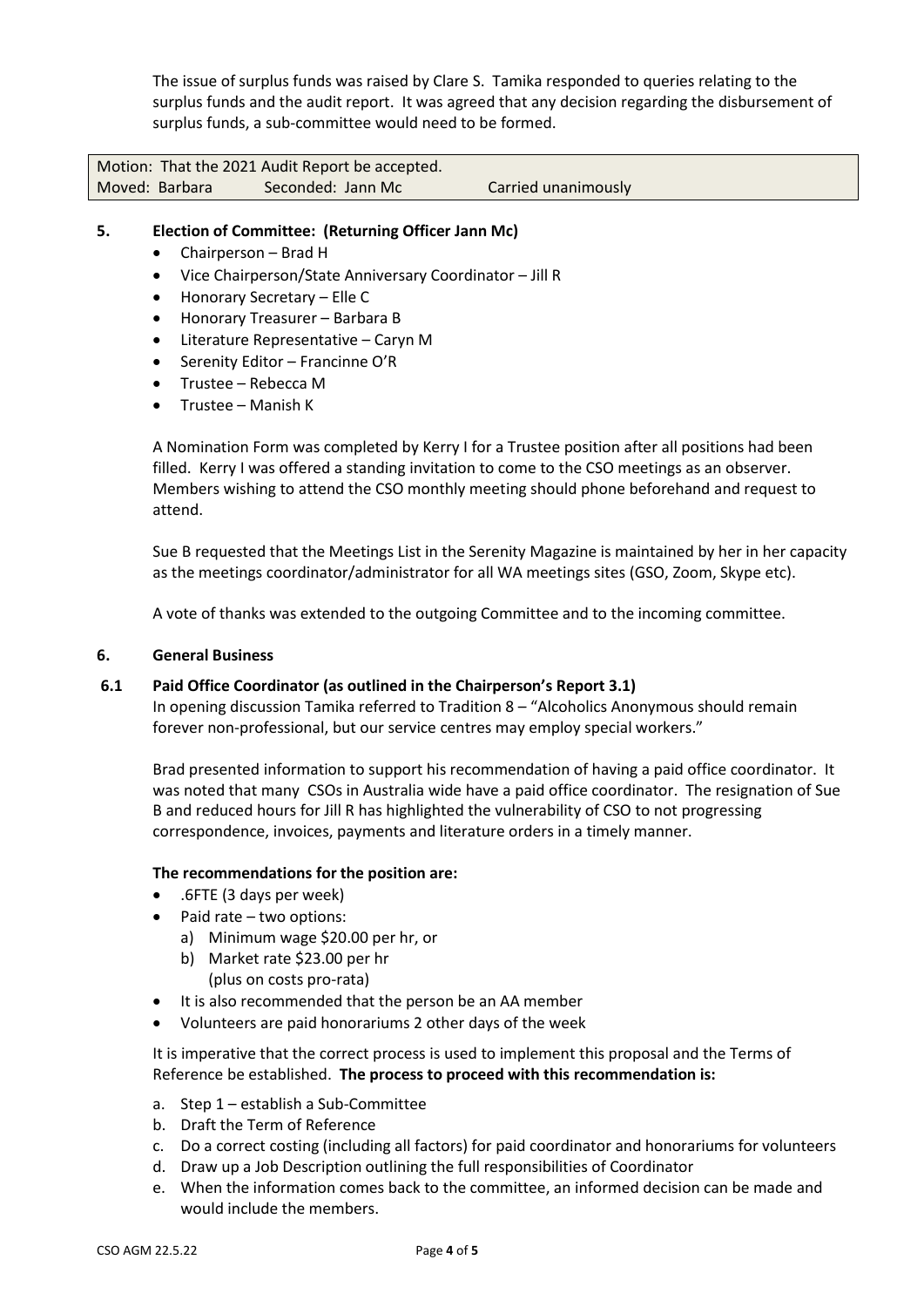The issue of surplus funds was raised by Clare S. Tamika responded to queries relating to the surplus funds and the audit report. It was agreed that any decision regarding the disbursement of surplus funds, a sub-committee would need to be formed.

| Motion: That the 2021 Audit Report be accepted. | | |
|---|---|---|
| Moved: Barbara | Seconded: Jann Mc | Carried unanimously |

## 5. Election of Committee: (Returning Officer Jann Mc)

- Chairperson – Brad H
- Vice Chairperson/State Anniversary Coordinator – Jill R
- Honorary Secretary – Elle C
- Honorary Treasurer – Barbara B
- Literature Representative – Caryn M
- Serenity Editor – Francinne O'R
- Trustee – Rebecca M
- Trustee – Manish K

A Nomination Form was completed by Kerry I for a Trustee position after all positions had been filled. Kerry I was offered a standing invitation to come to the CSO meetings as an observer. Members wishing to attend the CSO monthly meeting should phone beforehand and request to attend.

Sue B requested that the Meetings List in the Serenity Magazine is maintained by her in her capacity as the meetings coordinator/administrator for all WA meetings sites (GSO, Zoom, Skype etc).

A vote of thanks was extended to the outgoing Committee and to the incoming committee.

## 6. General Business

### 6.1 Paid Office Coordinator (as outlined in the Chairperson's Report 3.1)

In opening discussion Tamika referred to Tradition 8 – "Alcoholics Anonymous should remain forever non-professional, but our service centres may employ special workers."

Brad presented information to support his recommendation of having a paid office coordinator. It was noted that many CSOs in Australia wide have a paid office coordinator. The resignation of Sue B and reduced hours for Jill R has highlighted the vulnerability of CSO to not progressing correspondence, invoices, payments and literature orders in a timely manner.

**The recommendations for the position are:**

- .6FTE (3 days per week)
- Paid rate – two options:
  - a) Minimum wage $20.00 per hr, or
  - b) Market rate $23.00 per hr (plus on costs pro-rata)
- It is also recommended that the person be an AA member
- Volunteers are paid honorariums 2 other days of the week

It is imperative that the correct process is used to implement this proposal and the Terms of Reference be established. **The process to proceed with this recommendation is:**

a. Step 1 – establish a Sub-Committee
b. Draft the Term of Reference
c. Do a correct costing (including all factors) for paid coordinator and honorariums for volunteers
d. Draw up a Job Description outlining the full responsibilities of Coordinator
e. When the information comes back to the committee, an informed decision can be made and would include the members.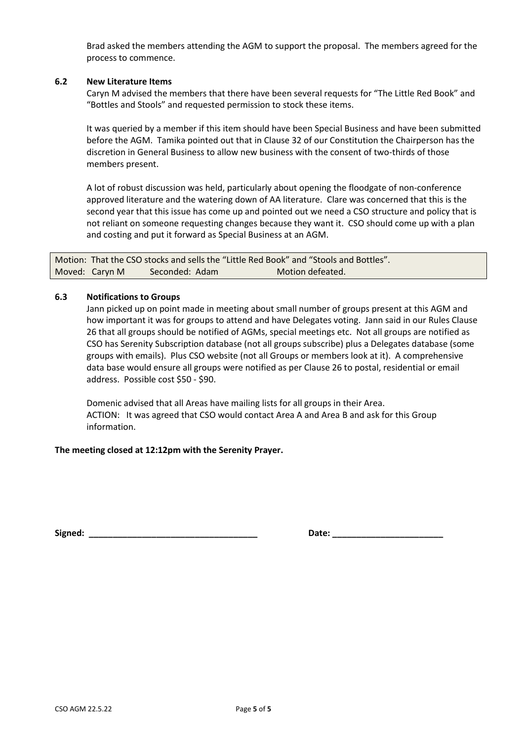Brad asked the members attending the AGM to support the proposal. The members agreed for the process to commence.

### 6.2 New Literature Items

Caryn M advised the members that there have been several requests for "The Little Red Book" and "Bottles and Stools" and requested permission to stock these items.

It was queried by a member if this item should have been Special Business and have been submitted before the AGM. Tamika pointed out that in Clause 32 of our Constitution the Chairperson has the discretion in General Business to allow new business with the consent of two-thirds of those members present.

A lot of robust discussion was held, particularly about opening the floodgate of non-conference approved literature and the watering down of AA literature. Clare was concerned that this is the second year that this issue has come up and pointed out we need a CSO structure and policy that is not reliant on someone requesting changes because they want it. CSO should come up with a plan and costing and put it forward as Special Business at an AGM.

| | | |
|---|---|---|
| Motion: That the CSO stocks and sells the "Little Red Book" and "Stools and Bottles". | | |
| Moved: Caryn M | Seconded: Adam | Motion defeated. |

### 6.3 Notifications to Groups

Jann picked up on point made in meeting about small number of groups present at this AGM and how important it was for groups to attend and have Delegates voting. Jann said in our Rules Clause 26 that all groups should be notified of AGMs, special meetings etc. Not all groups are notified as CSO has Serenity Subscription database (not all groups subscribe) plus a Delegates database (some groups with emails). Plus CSO website (not all Groups or members look at it). A comprehensive data base would ensure all groups were notified as per Clause 26 to postal, residential or email address. Possible cost $50 - $90.

Domenic advised that all Areas have mailing lists for all groups in their Area.
ACTION: It was agreed that CSO would contact Area A and Area B and ask for this Group information.

**The meeting closed at 12:12pm with the Serenity Prayer.**

**Signed:** ___________________________________ **Date:** _______________________